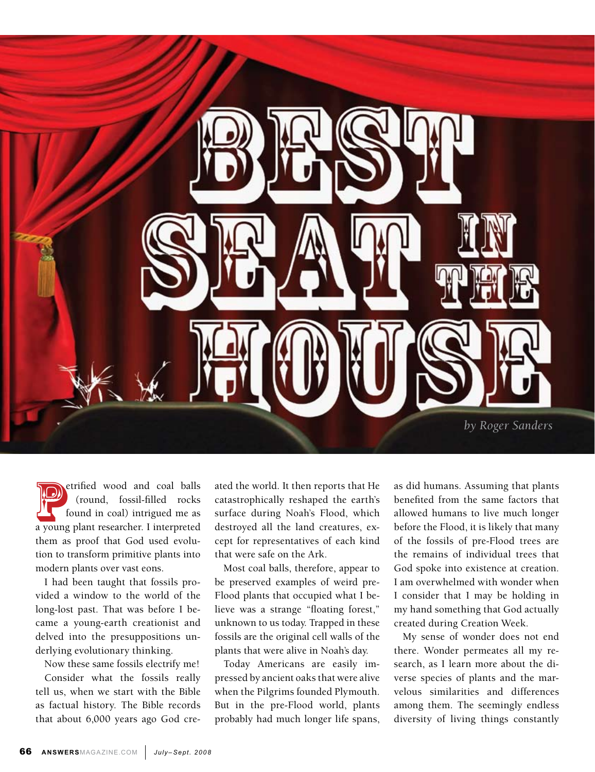# Best Seat in the House

*by Roger Sanders*

Petrified wood and coal balls (round, fossil-filled rocks found in coal) intrigued me as a young plant researcher. I interpreted them as proof that God used evolution to transform primitive plants into modern plants over vast eons.

I had been taught that fossils provided a window to the world of the long-lost past. That was before I became a young-earth creationist and delved into the presuppositions underlying evolutionary thinking.

Now these same fossils electrify me!

Consider what the fossils really tell us, when we start with the Bible as factual history. The Bible records that about 6,000 years ago God created the world. It then reports that He catastrophically reshaped the earth's surface during Noah's Flood, which destroyed all the land creatures, except for representatives of each kind that were safe on the Ark.

Most coal balls, therefore, appear to be preserved examples of weird pre-Flood plants that occupied what I believe was a strange "floating forest," unknown to us today. Trapped in these fossils are the original cell walls of the plants that were alive in Noah's day.

Today Americans are easily impressed by ancient oaks that were alive when the Pilgrims founded Plymouth. But in the pre-Flood world, plants probably had much longer life spans, as did humans. Assuming that plants benefited from the same factors that allowed humans to live much longer before the Flood, it is likely that many of the fossils of pre-Flood trees are the remains of individual trees that God spoke into existence at creation. I am overwhelmed with wonder when I consider that I may be holding in my hand something that God actually created during Creation Week.

My sense of wonder does not end there. Wonder permeates all my research, as I learn more about the diverse species of plants and the marvelous similarities and differences among them. The seemingly endless diversity of living things constantly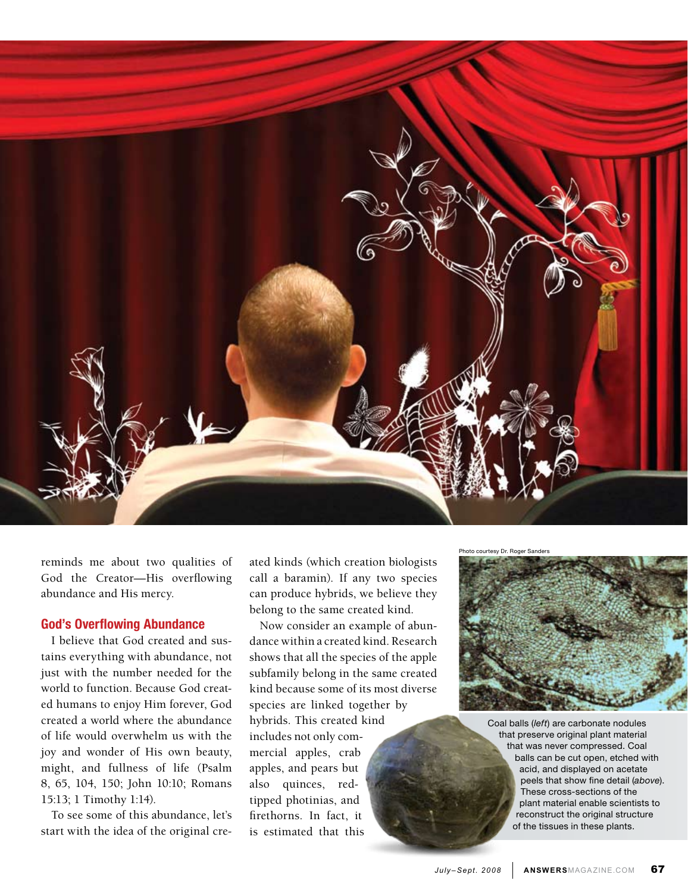reminds me about two qualities of God the Creator—His overflowing abundance and His mercy.

## God's Overflowing Abundance

I believe that God created and sustains everything with abundance, not just with the number needed for the world to function. Because God created humans to enjoy Him forever, God created a world where the abundance of life would overwhelm us with the joy and wonder of His own beauty, might, and fullness of life (Psalm 8, 65, 104, 150; John 10:10; Romans 15:13; 1 Timothy 1:14).

To see some of this abundance, let's start with the idea of the original created kinds (which creation biologists call a baramin). If any two species can produce hybrids, we believe they belong to the same created kind.

Now consider an example of abundance within a created kind. Research shows that all the species of the apple subfamily belong in the same created kind because some of its most diverse species are linked together by hybrids. This created kind includes not only commercial apples, crab apples, and pears but also quinces, red-tipped photinias, and firethorns. In fact, it is estimated that this

Photo courtesy Dr. Roger Sanders

Coal balls (*left*) are carbonate nodules that preserve original plant material that was never compressed. Coal balls can be cut open, etched with acid, and displayed on acetate peels that show fine detail (*above*). These cross-sections of the plant material enable scientists to reconstruct the original structure of the tissues in these plants.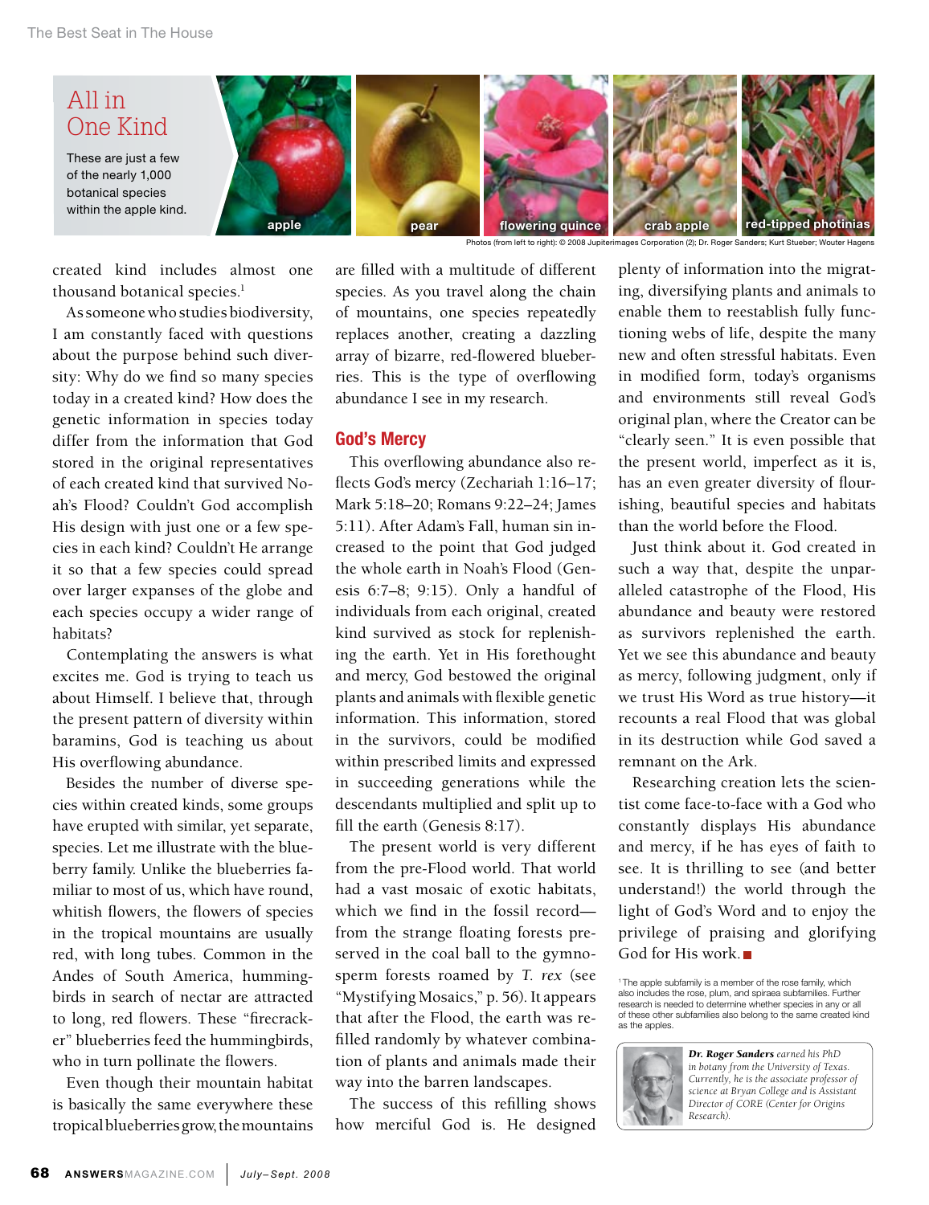## All in One Kind

These are just a few of the nearly 1,000 botanical species within the apple kind.

apple | pear | flowering quince | crab apple | red-tipped photinias

Photos (from left to right): © 2008 Jupiterimages Corporation (2); Dr. Roger Sanders; Kurt Stueber; Wouter Hagens

created kind includes almost one thousand botanical species.[1]

As someone who studies biodiversity, I am constantly faced with questions about the purpose behind such diversity: Why do we find so many species today in a created kind? How does the genetic information in species today differ from the information that God stored in the original representatives of each created kind that survived Noah's Flood? Couldn't God accomplish His design with just one or a few species in each kind? Couldn't He arrange it so that a few species could spread over larger expanses of the globe and each species occupy a wider range of habitats?

Contemplating the answers is what excites me. God is trying to teach us about Himself. I believe that, through the present pattern of diversity within baramins, God is teaching us about His overflowing abundance.

Besides the number of diverse species within created kinds, some groups have erupted with similar, yet separate, species. Let me illustrate with the blueberry family. Unlike the blueberries familiar to most of us, which have round, whitish flowers, the flowers of species in the tropical mountains are usually red, with long tubes. Common in the Andes of South America, hummingbirds in search of nectar are attracted to long, red flowers. These "firecracker" blueberries feed the hummingbirds, who in turn pollinate the flowers.

Even though their mountain habitat is basically the same everywhere these tropical blueberries grow, the mountains are filled with a multitude of different species. As you travel along the chain of mountains, one species repeatedly replaces another, creating a dazzling array of bizarre, red-flowered blueberries. This is the type of overflowing abundance I see in my research.

## God's Mercy

This overflowing abundance also reflects God's mercy (Zechariah 1:16–17; Mark 5:18–20; Romans 9:22–24; James 5:11). After Adam's Fall, human sin increased to the point that God judged the whole earth in Noah's Flood (Genesis 6:7–8; 9:15). Only a handful of individuals from each original, created kind survived as stock for replenishing the earth. Yet in His forethought and mercy, God bestowed the original plants and animals with flexible genetic information. This information, stored in the survivors, could be modified within prescribed limits and expressed in succeeding generations while the descendants multiplied and split up to fill the earth (Genesis 8:17).

The present world is very different from the pre-Flood world. That world had a vast mosaic of exotic habitats, which we find in the fossil record—from the strange floating forests preserved in the coal ball to the gymnosperm forests roamed by *T. rex* (see "Mystifying Mosaics," p. 56). It appears that after the Flood, the earth was refilled randomly by whatever combination of plants and animals made their way into the barren landscapes.

The success of this refilling shows how merciful God is. He designed plenty of information into the migrating, diversifying plants and animals to enable them to reestablish fully functioning webs of life, despite the many new and often stressful habitats. Even in modified form, today's organisms and environments still reveal God's original plan, where the Creator can be "clearly seen." It is even possible that the present world, imperfect as it is, has an even greater diversity of flourishing, beautiful species and habitats than the world before the Flood.

Just think about it. God created in such a way that, despite the unparalleled catastrophe of the Flood, His abundance and beauty were restored as survivors replenished the earth. Yet we see this abundance and beauty as mercy, following judgment, only if we trust His Word as true history—it recounts a real Flood that was global in its destruction while God saved a remnant on the Ark.

Researching creation lets the scientist come face-to-face with a God who constantly displays His abundance and mercy, if he has eyes of faith to see. It is thrilling to see (and better understand!) the world through the light of God's Word and to enjoy the privilege of praising and glorifying God for His work. ■

[1] The apple subfamily is a member of the rose family, which also includes the rose, plum, and spiraea subfamilies. Further research is needed to determine whether species in any or all of these other subfamilies also belong to the same created kind as the apples.

***Dr. Roger Sanders*** *earned his PhD in botany from the University of Texas. Currently, he is the associate professor of science at Bryan College and is Assistant Director of CORE (Center for Origins Research).*